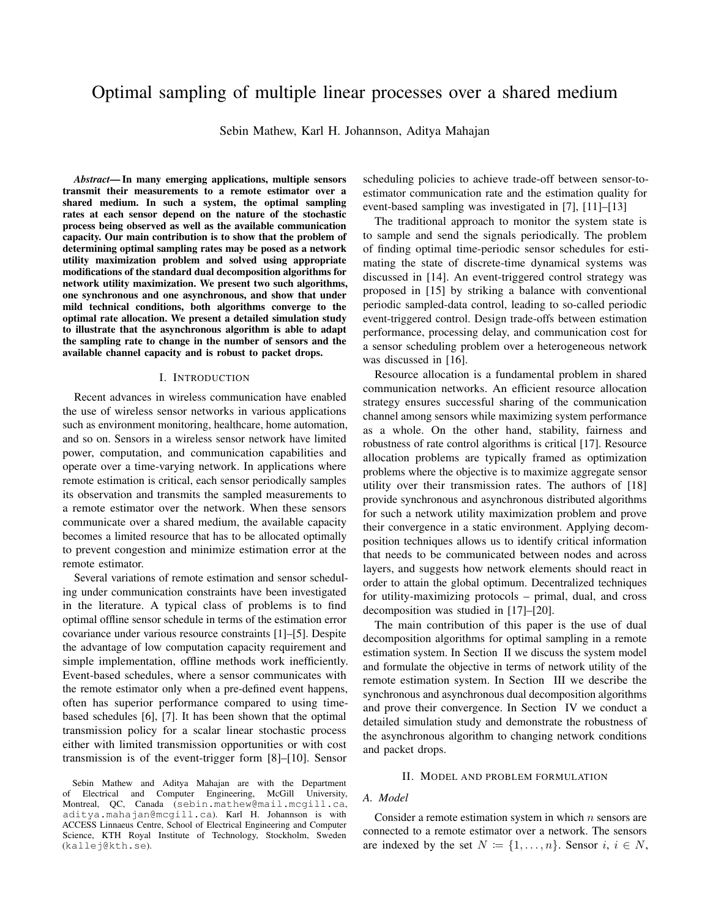# Optimal sampling of multiple linear processes over a shared medium

Sebin Mathew, Karl H. Johansson, Aditya Mahajan

***Abstract*— In many emerging applications, multiple sensors transmit their measurements to a remote estimator over a shared medium. In such a system, the optimal sampling rates at each sensor depend on the nature of the stochastic process being observed as well as the available communication capacity. Our main contribution is to show that the problem of determining optimal sampling rates may be posed as a network utility maximization problem and solved using appropriate modifications of the standard dual decomposition algorithms for network utility maximization. We present two such algorithms, one synchronous and one asynchronous, and show that under mild technical conditions, both algorithms converge to the optimal rate allocation. We present a detailed simulation study to illustrate that the asynchronous algorithm is able to adapt the sampling rate to change in the number of sensors and the available channel capacity and is robust to packet drops.**

## I. Introduction

Recent advances in wireless communication have enabled the use of wireless sensor networks in various applications such as environment monitoring, healthcare, home automation, and so on. Sensors in a wireless sensor network have limited power, computation, and communication capabilities and operate over a time-varying network. In applications where remote estimation is critical, each sensor periodically samples its observation and transmits the sampled measurements to a remote estimator over the network. When these sensors communicate over a shared medium, the available capacity becomes a limited resource that has to be allocated optimally to prevent congestion and minimize estimation error at the remote estimator.

Several variations of remote estimation and sensor scheduling under communication constraints have been investigated in the literature. A typical class of problems is to find optimal offline sensor schedule in terms of the estimation error covariance under various resource constraints [1]–[5]. Despite the advantage of low computation capacity requirement and simple implementation, offline methods work inefficiently. Event-based schedules, where a sensor communicates with the remote estimator only when a pre-defined event happens, often has superior performance compared to using time-based schedules [6], [7]. It has been shown that the optimal transmission policy for a scalar linear stochastic process either with limited transmission opportunities or with cost transmission is of the event-trigger form [8]–[10]. Sensor scheduling policies to achieve trade-off between sensor-to-estimator communication rate and the estimation quality for event-based sampling was investigated in [7], [11]–[13]

The traditional approach to monitor the system state is to sample and send the signals periodically. The problem of finding optimal time-periodic sensor schedules for estimating the state of discrete-time dynamical systems was discussed in [14]. An event-triggered control strategy was proposed in [15] by striking a balance with conventional periodic sampled-data control, leading to so-called periodic event-triggered control. Design trade-offs between estimation performance, processing delay, and communication cost for a sensor scheduling problem over a heterogeneous network was discussed in [16].

Resource allocation is a fundamental problem in shared communication networks. An efficient resource allocation strategy ensures successful sharing of the communication channel among sensors while maximizing system performance as a whole. On the other hand, stability, fairness and robustness of rate control algorithms is critical [17]. Resource allocation problems are typically framed as optimization problems where the objective is to maximize aggregate sensor utility over their transmission rates. The authors of [18] provide synchronous and asynchronous distributed algorithms for such a network utility maximization problem and prove their convergence in a static environment. Applying decomposition techniques allows us to identify critical information that needs to be communicated between nodes and across layers, and suggests how network elements should react in order to attain the global optimum. Decentralized techniques for utility-maximizing protocols – primal, dual, and cross decomposition was studied in [17]–[20].

The main contribution of this paper is the use of dual decomposition algorithms for optimal sampling in a remote estimation system. In Section II we discuss the system model and formulate the objective in terms of network utility of the remote estimation system. In Section III we describe the synchronous and asynchronous dual decomposition algorithms and prove their convergence. In Section IV we conduct a detailed simulation study and demonstrate the robustness of the asynchronous algorithm to changing network conditions and packet drops.

## II. Model and problem formulation

### A. Model

Consider a remote estimation system in which $n$ sensors are connected to a remote estimator over a network. The sensors are indexed by the set $N \coloneqq \{1, \dots, n\}$. Sensor $i$, $i \in N$,

Sebin Mathew and Aditya Mahajan are with the Department of Electrical and Computer Engineering, McGill University, Montreal, QC, Canada (sebin.mathew@mail.mcgill.ca, aditya.mahajan@mcgill.ca). Karl H. Johansson is with ACCESS Linnaeus Centre, School of Electrical Engineering and Computer Science, KTH Royal Institute of Technology, Stockholm, Sweden (kallej@kth.se).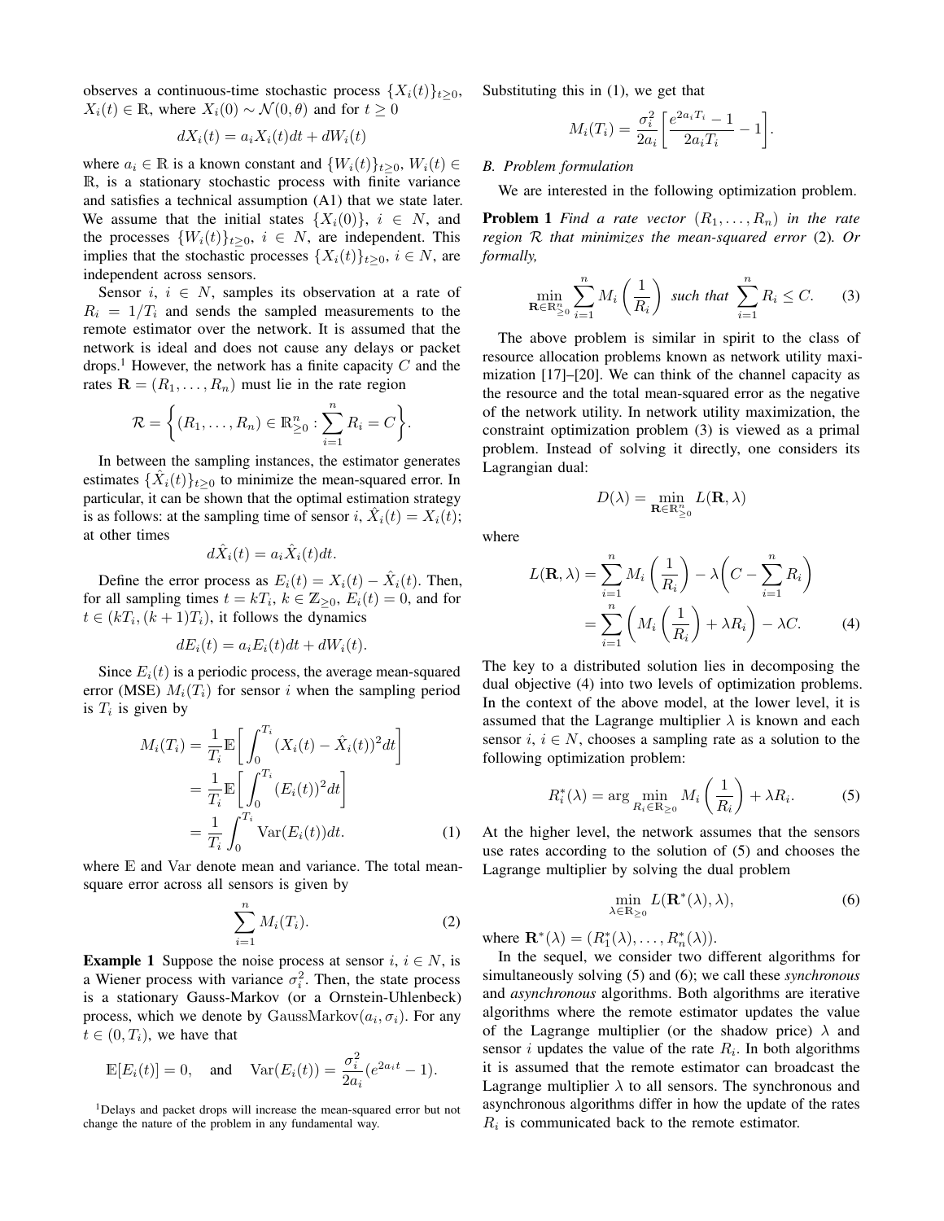observes a continuous-time stochastic process $\{X_i(t)\}_{t\geq 0}$, $X_i(t) \in \mathbb{R}$, where $X_i(0) \sim \mathcal{N}(0, \theta)$ and for $t \geq 0$

$$dX_i(t) = a_i X_i(t)dt + dW_i(t)$$

where $a_i \in \mathbb{R}$ is a known constant and $\{W_i(t)\}_{t\geq 0}$, $W_i(t) \in \mathbb{R}$, is a stationary stochastic process with finite variance and satisfies a technical assumption (A1) that we state later. We assume that the initial states $\{X_i(0)\}$, $i \in N$, and the processes $\{W_i(t)\}_{t\geq 0}$, $i \in N$, are independent. This implies that the stochastic processes $\{X_i(t)\}_{t\geq 0}$, $i \in N$, are independent across sensors.

Sensor $i$, $i \in N$, samples its observation at a rate of $R_i = 1/T_i$ and sends the sampled measurements to the remote estimator over the network. It is assumed that the network is ideal and does not cause any delays or packet drops.[1] However, the network has a finite capacity $C$ and the rates $\mathbf{R} = (R_1, \dots, R_n)$ must lie in the rate region

$$\mathcal{R} = \left\{ (R_1, \dots, R_n) \in \mathbb{R}^n_{\geq 0} : \sum_{i=1}^n R_i = C \right\}.$$

In between the sampling instances, the estimator generates estimates $\{\hat{X}_i(t)\}_{t\geq 0}$ to minimize the mean-squared error. In particular, it can be shown that the optimal estimation strategy is as follows: at the sampling time of sensor $i$, $\hat{X}_i(t) = X_i(t)$; at other times

$$d\hat{X}_i(t) = a_i \hat{X}_i(t)dt.$$

Define the error process as $E_i(t) = X_i(t) - \hat{X}_i(t)$. Then, for all sampling times $t = kT_i$, $k \in \mathbb{Z}_{\geq 0}$, $E_i(t) = 0$, and for $t \in (kT_i, (k+1)T_i)$, it follows the dynamics

$$dE_i(t) = a_i E_i(t)dt + dW_i(t).$$

Since $E_i(t)$ is a periodic process, the average mean-squared error (MSE) $M_i(T_i)$ for sensor $i$ when the sampling period is $T_i$ is given by

$$\begin{aligned} M_i(T_i) &= \frac{1}{T_i}\mathbb{E}\left[\int_0^{T_i} (X_i(t) - \hat{X}_i(t))^2 dt\right] \\ &= \frac{1}{T_i}\mathbb{E}\left[\int_0^{T_i} (E_i(t))^2 dt\right] \\ &= \frac{1}{T_i}\int_0^{T_i} \mathrm{Var}(E_i(t)) dt. \qquad (1) \end{aligned}$$

where $\mathbb{E}$ and $\mathrm{Var}$ denote mean and variance. The total mean-square error across all sensors is given by

$$\sum_{i=1}^n M_i(T_i). \qquad (2)$$

**Example 1** Suppose the noise process at sensor $i$, $i \in N$, is a Wiener process with variance $\sigma_i^2$. Then, the state process is a stationary Gauss-Markov (or a Ornstein-Uhlenbeck) process, which we denote by $\mathrm{GaussMarkov}(a_i, \sigma_i)$. For any $t \in (0, T_i)$, we have that

$$\mathbb{E}[E_i(t)] = 0, \quad \text{and} \quad \mathrm{Var}(E_i(t)) = \frac{\sigma_i^2}{2a_i}(e^{2a_i t} - 1).$$

Substituting this in (1), we get that

$$M_i(T_i) = \frac{\sigma_i^2}{2a_i}\left[\frac{e^{2a_i T_i} - 1}{2a_i T_i} - 1\right].$$

### B. Problem formulation

We are interested in the following optimization problem.

**Problem 1** *Find a rate vector $(R_1, \dots, R_n)$ in the rate region $\mathcal{R}$ that minimizes the mean-squared error* (2)*. Or formally,*

$$\min_{\mathbf{R}\in\mathbb{R}^n_{\geq 0}} \sum_{i=1}^n M_i\left(\frac{1}{R_i}\right) \text{ such that } \sum_{i=1}^n R_i \leq C. \qquad (3)$$

The above problem is similar in spirit to the class of resource allocation problems known as network utility maximization [17]–[20]. We can think of the channel capacity as the resource and the total mean-squared error as the negative of the network utility. In network utility maximization, the constraint optimization problem (3) is viewed as a primal problem. Instead of solving it directly, one considers its Lagrangian dual:

$$D(\lambda) = \min_{\mathbf{R}\in\mathbb{R}^n_{\geq 0}} L(\mathbf{R}, \lambda)$$

where

$$\begin{aligned} L(\mathbf{R}, \lambda) &= \sum_{i=1}^n M_i\left(\frac{1}{R_i}\right) - \lambda\left(C - \sum_{i=1}^n R_i\right) \\ &= \sum_{i=1}^n \left(M_i\left(\frac{1}{R_i}\right) + \lambda R_i\right) - \lambda C. \qquad (4) \end{aligned}$$

The key to a distributed solution lies in decomposing the dual objective (4) into two levels of optimization problems. In the context of the above model, at the lower level, it is assumed that the Lagrange multiplier $\lambda$ is known and each sensor $i$, $i \in N$, chooses a sampling rate as a solution to the following optimization problem:

$$R_i^*(\lambda) = \arg\min_{R_i\in\mathbb{R}_{\geq 0}} M_i\left(\frac{1}{R_i}\right) + \lambda R_i. \qquad (5)$$

At the higher level, the network assumes that the sensors use rates according to the solution of (5) and chooses the Lagrange multiplier by solving the dual problem

$$\min_{\lambda\in\mathbb{R}_{\geq 0}} L(\mathbf{R}^*(\lambda), \lambda), \qquad (6)$$

where $\mathbf{R}^*(\lambda) = (R_1^*(\lambda), \dots, R_n^*(\lambda))$.

In the sequel, we consider two different algorithms for simultaneously solving (5) and (6); we call these *synchronous* and *asynchronous* algorithms. Both algorithms are iterative algorithms where the remote estimator updates the value of the Lagrange multiplier (or the shadow price) $\lambda$ and sensor $i$ updates the value of the rate $R_i$. In both algorithms it is assumed that the remote estimator can broadcast the Lagrange multiplier $\lambda$ to all sensors. The synchronous and asynchronous algorithms differ in how the update of the rates $R_i$ is communicated back to the remote estimator.

[1] Delays and packet drops will increase the mean-squared error but not change the nature of the problem in any fundamental way.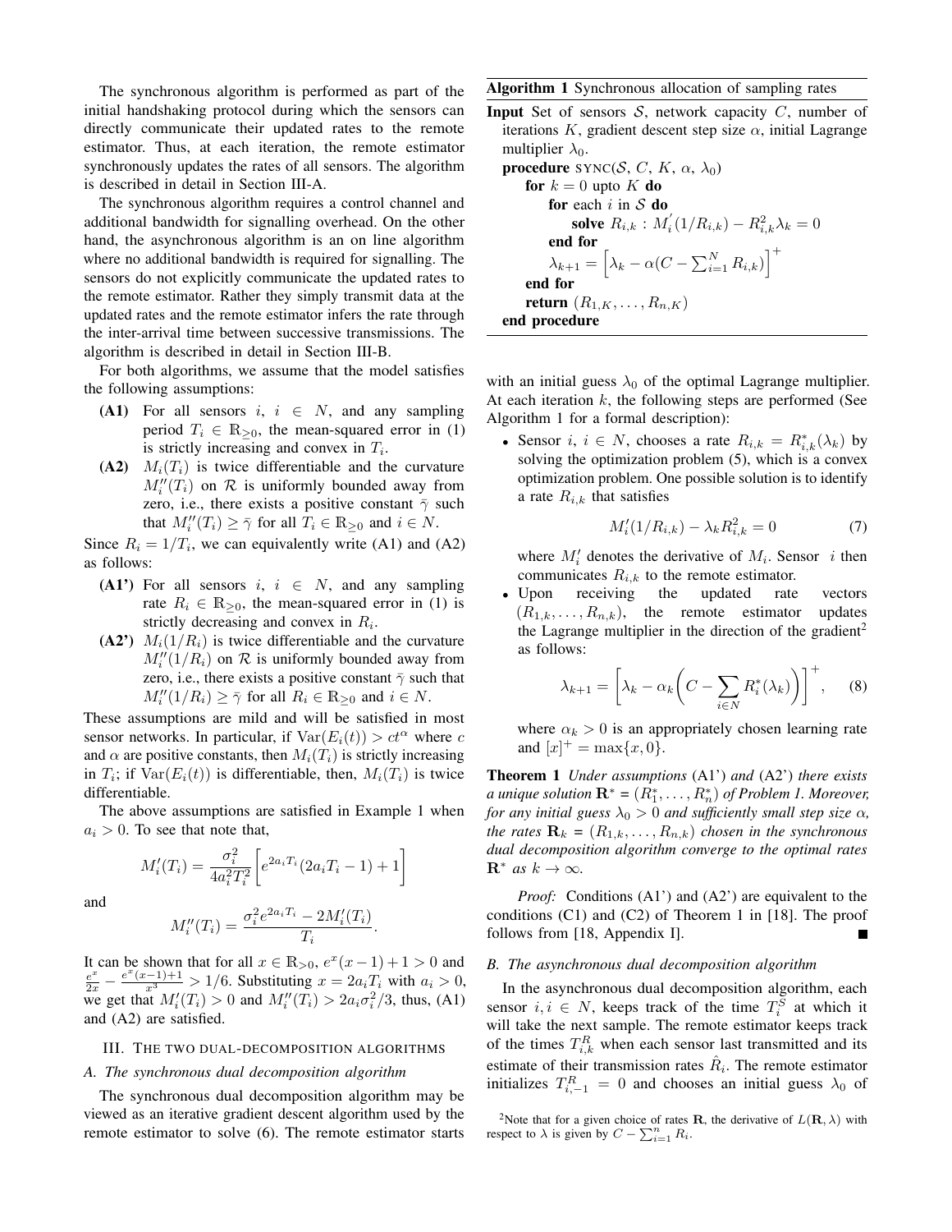The synchronous algorithm is performed as part of the initial handshaking protocol during which the sensors can directly communicate their updated rates to the remote estimator. Thus, at each iteration, the remote estimator synchronously updates the rates of all sensors. The algorithm is described in detail in Section III-A.

The synchronous algorithm requires a control channel and additional bandwidth for signalling overhead. On the other hand, the asynchronous algorithm is an on line algorithm where no additional bandwidth is required for signalling. The sensors do not explicitly communicate the updated rates to the remote estimator. Rather they simply transmit data at the updated rates and the remote estimator infers the rate through the inter-arrival time between successive transmissions. The algorithm is described in detail in Section III-B.

For both algorithms, we assume that the model satisfies the following assumptions:

- **(A1)** For all sensors $i$, $i \in N$, and any sampling period $T_i \in \mathbb{R}_{\geq 0}$, the mean-squared error in (1) is strictly increasing and convex in $T_i$.
- **(A2)** $M_i(T_i)$ is twice differentiable and the curvature $M_i''(T_i)$ on $\mathcal{R}$ is uniformly bounded away from zero, i.e., there exists a positive constant $\bar{\gamma}$ such that $M_i''(T_i) \geq \bar{\gamma}$ for all $T_i \in \mathbb{R}_{\geq 0}$ and $i \in N$.

Since $R_i = 1/T_i$, we can equivalently write (A1) and (A2) as follows:

- **(A1')** For all sensors $i$, $i \in N$, and any sampling rate $R_i \in \mathbb{R}_{\geq 0}$, the mean-squared error in (1) is strictly decreasing and convex in $R_i$.
- **(A2')** $M_i(1/R_i)$ is twice differentiable and the curvature $M_i''(1/R_i)$ on $\mathcal{R}$ is uniformly bounded away from zero, i.e., there exists a positive constant $\bar{\gamma}$ such that $M_i''(1/R_i) \geq \bar{\gamma}$ for all $R_i \in \mathbb{R}_{\geq 0}$ and $i \in N$.

These assumptions are mild and will be satisfied in most sensor networks. In particular, if $\text{Var}(E_i(t)) > ct^{\alpha}$ where $c$ and $\alpha$ are positive constants, then $M_i(T_i)$ is strictly increasing in $T_i$; if $\text{Var}(E_i(t))$ is differentiable, then, $M_i(T_i)$ is twice differentiable.

The above assumptions are satisfied in Example 1 when $a_i > 0$. To see that note that,

$$M_i'(T_i) = \frac{\sigma_i^2}{4a_i^2 T_i^2}\left[e^{2a_i T_i}(2a_i T_i - 1) + 1\right]$$

and

$$M_i''(T_i) = \frac{\sigma_i^2 e^{2a_i T_i} - 2M_i'(T_i)}{T_i}.$$

It can be shown that for all $x \in \mathbb{R}_{>0}$, $e^x(x-1)+1 > 0$ and $\frac{e^x}{2x} - \frac{e^x(x-1)+1}{x^3} > 1/6$. Substituting $x = 2a_i T_i$ with $a_i > 0$, we get that $M_i'(T_i) > 0$ and $M_i''(T_i) > 2a_i\sigma_i^2/3$, thus, (A1) and (A2) are satisfied.

## III. The two dual-decomposition algorithms

### A. The synchronous dual decomposition algorithm

The synchronous dual decomposition algorithm may be viewed as an iterative gradient descent algorithm used by the remote estimator to solve (6). The remote estimator starts with an initial guess $\lambda_0$ of the optimal Lagrange multiplier. At each iteration $k$, the following steps are performed (See Algorithm 1 for a formal description):

**Algorithm 1** Synchronous allocation of sampling rates

**Input** Set of sensors $\mathcal{S}$, network capacity $C$, number of iterations $K$, gradient descent step size $\alpha$, initial Lagrange multiplier $\lambda_0$.

```
procedure SYNC(S, C, K, α, λ0)
    for k = 0 upto K do
        for each i in S do
            solve R_{i,k} : M_i'(1/R_{i,k}) − R_{i,k}^2 λ_k = 0
        end for
        λ_{k+1} = [λ_k − α(C − Σ_{i=1}^N R_{i,k})]^+
    end for
    return (R_{1,K}, ..., R_{n,K})
end procedure
```

- Sensor $i$, $i \in N$, chooses a rate $R_{i,k} = R_{i,k}^*(\lambda_k)$ by solving the optimization problem (5), which is a convex optimization problem. One possible solution is to identify a rate $R_{i,k}$ that satisfies
$$M_i'(1/R_{i,k}) - \lambda_k R_{i,k}^2 = 0 \tag{7}$$
where $M_i'$ denotes the derivative of $M_i$. Sensor $i$ then communicates $R_{i,k}$ to the remote estimator.
- Upon receiving the updated rate vectors $(R_{1,k}, \ldots, R_{n,k})$, the remote estimator updates the Lagrange multiplier in the direction of the gradient[2] as follows:
$$\lambda_{k+1} = \left[\lambda_k - \alpha_k\left(C - \sum_{i \in N} R_i^*(\lambda_k)\right)\right]^+, \tag{8}$$
where $\alpha_k > 0$ is an appropriately chosen learning rate and $[x]^+ = \max\{x, 0\}$.

**Theorem 1** *Under assumptions* (A1') *and* (A2') *there exists a unique solution* $\mathbf{R}^* = (R_1^*, \ldots, R_n^*)$ *of Problem 1. Moreover, for any initial guess* $\lambda_0 > 0$ *and sufficiently small step size* $\alpha$*, the rates* $\mathbf{R}_k = (R_{1,k}, \ldots, R_{n,k})$ *chosen in the synchronous dual decomposition algorithm converge to the optimal rates* $\mathbf{R}^*$ *as* $k \to \infty$.

*Proof:* Conditions (A1') and (A2') are equivalent to the conditions (C1) and (C2) of Theorem 1 in [18]. The proof follows from [18, Appendix I]. ∎

### B. The asynchronous dual decomposition algorithm

In the asynchronous dual decomposition algorithm, each sensor $i, i \in N$, keeps track of the time $T_i^S$ at which it will take the next sample. The remote estimator keeps track of the times $T_{i,k}^R$ when each sensor last transmitted and its estimate of their transmission rates $\hat{R}_i$. The remote estimator initializes $T_{i,-1}^R = 0$ and chooses an initial guess $\lambda_0$ of

[2] Note that for a given choice of rates $\mathbf{R}$, the derivative of $L(\mathbf{R}, \lambda)$ with respect to $\lambda$ is given by $C - \sum_{i=1}^n R_i$.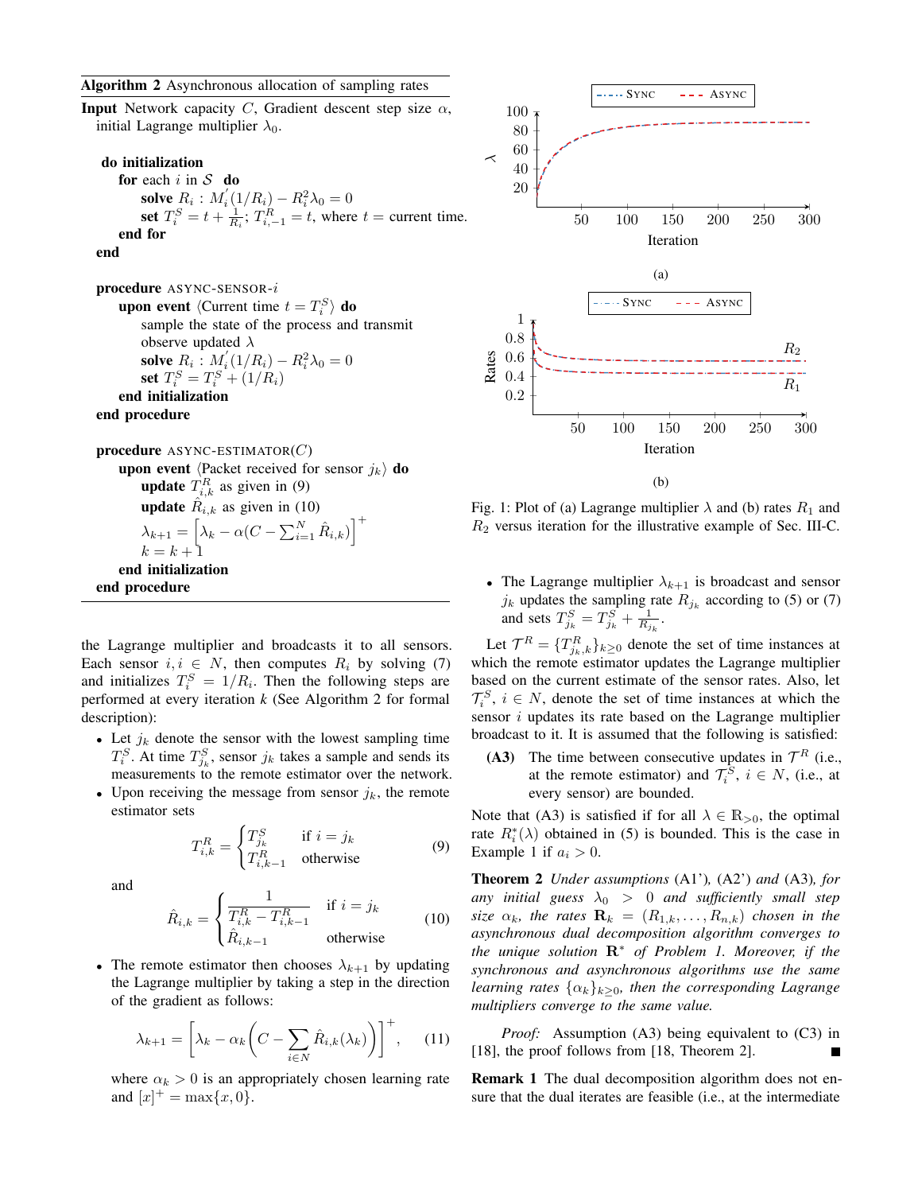**Algorithm 2** Asynchronous allocation of sampling rates

**Input** Network capacity $C$, Gradient descent step size $\alpha$, initial Lagrange multiplier $\lambda_0$.

```
do initialization
    for each i in S do
        solve R_i : M_i'(1/R_i) − R_i^2 λ_0 = 0
        set T_i^S = t + 1/R_i ; T_{i,−1}^R = t, where t = current time.
    end for
end

procedure ASYNC-SENSOR-i
    upon event ⟨Current time t = T_i^S⟩ do
        sample the state of the process and transmit
        observe updated λ
        solve R_i : M_i'(1/R_i) − R_i^2 λ_0 = 0
        set T_i^S = T_i^S + (1/R_i)
    end initialization
end procedure

procedure ASYNC-ESTIMATOR(C)
    upon event ⟨Packet received for sensor j_k⟩ do
        update T_{i,k}^R as given in (9)
        update R̂_{i,k} as given in (10)
        λ_{k+1} = [λ_k − α(C − Σ_{i=1}^N R̂_{i,k})]^+
        k = k + 1
    end initialization
end procedure
```

the Lagrange multiplier and broadcasts it to all sensors. Each sensor $i, i \in N$, then computes $R_i$ by solving (7) and initializes $T_i^S = 1/R_i$. Then the following steps are performed at every iteration $k$ (See Algorithm 2 for formal description):

- Let $j_k$ denote the sensor with the lowest sampling time $T_i^S$. At time $T_{j_k}^S$, sensor $j_k$ takes a sample and sends its measurements to the remote estimator over the network.
- Upon receiving the message from sensor $j_k$, the remote estimator sets

$$T_{i,k}^R = \begin{cases} T_{j_k}^S & \text{if } i = j_k \\ T_{i,k-1}^R & \text{otherwise} \end{cases} \tag{9}$$

  and

$$\hat{R}_{i,k} = \begin{cases} \dfrac{1}{T_{i,k}^R - T_{i,k-1}^R} & \text{if } i = j_k \\ \hat{R}_{i,k-1} & \text{otherwise} \end{cases} \tag{10}$$

- The remote estimator then chooses $\lambda_{k+1}$ by updating the Lagrange multiplier by taking a step in the direction of the gradient as follows:

$$\lambda_{k+1} = \left[\lambda_k - \alpha_k\left(C - \sum_{i \in N} \hat{R}_{i,k}(\lambda_k)\right)\right]^+, \tag{11}$$

  where $\alpha_k > 0$ is an appropriately chosen learning rate and $[x]^+ = \max\{x, 0\}$.

- The Lagrange multiplier $\lambda_{k+1}$ is broadcast and sensor $j_k$ updates the sampling rate $R_{j_k}$ according to (5) or (7) and sets $T_{j_k}^S = T_{j_k}^S + \frac{1}{R_{j_k}}$.

Fig. 1: Plot of (a) Lagrange multiplier $\lambda$ and (b) rates $R_1$ and $R_2$ versus iteration for the illustrative example of Sec. III-C.

Let $\mathcal{T}^R = \{T_{j_k,k}^R\}_{k \geq 0}$ denote the set of time instances at which the remote estimator updates the Lagrange multiplier based on the current estimate of the sensor rates. Also, let $\mathcal{T}_i^S$, $i \in N$, denote the set of time instances at which the sensor $i$ updates its rate based on the Lagrange multiplier broadcast to it. It is assumed that the following is satisfied:

**(A3)** The time between consecutive updates in $\mathcal{T}^R$ (i.e., at the remote estimator) and $\mathcal{T}_i^S$, $i \in N$, (i.e., at every sensor) are bounded.

Note that (A3) is satisfied if for all $\lambda \in \mathbb{R}_{>0}$, the optimal rate $R_i^*(\lambda)$ obtained in (5) is bounded. This is the case in Example 1 if $a_i > 0$.

**Theorem 2** *Under assumptions* (A1'), (A2') *and* (A3), *for any initial guess $\lambda_0 > 0$ and sufficiently small step size $\alpha_k$, the rates $\mathbf{R}_k = (R_{1,k}, \ldots, R_{n,k})$ chosen in the asynchronous dual decomposition algorithm converges to the unique solution $\mathbf{R}^*$ of Problem 1. Moreover, if the synchronous and asynchronous algorithms use the same learning rates $\{\alpha_k\}_{k \geq 0}$, then the corresponding Lagrange multipliers converge to the same value.*

*Proof:* Assumption (A3) being equivalent to (C3) in [18], the proof follows from [18, Theorem 2]. ∎

**Remark 1** The dual decomposition algorithm does not ensure that the dual iterates are feasible (i.e., at the intermediate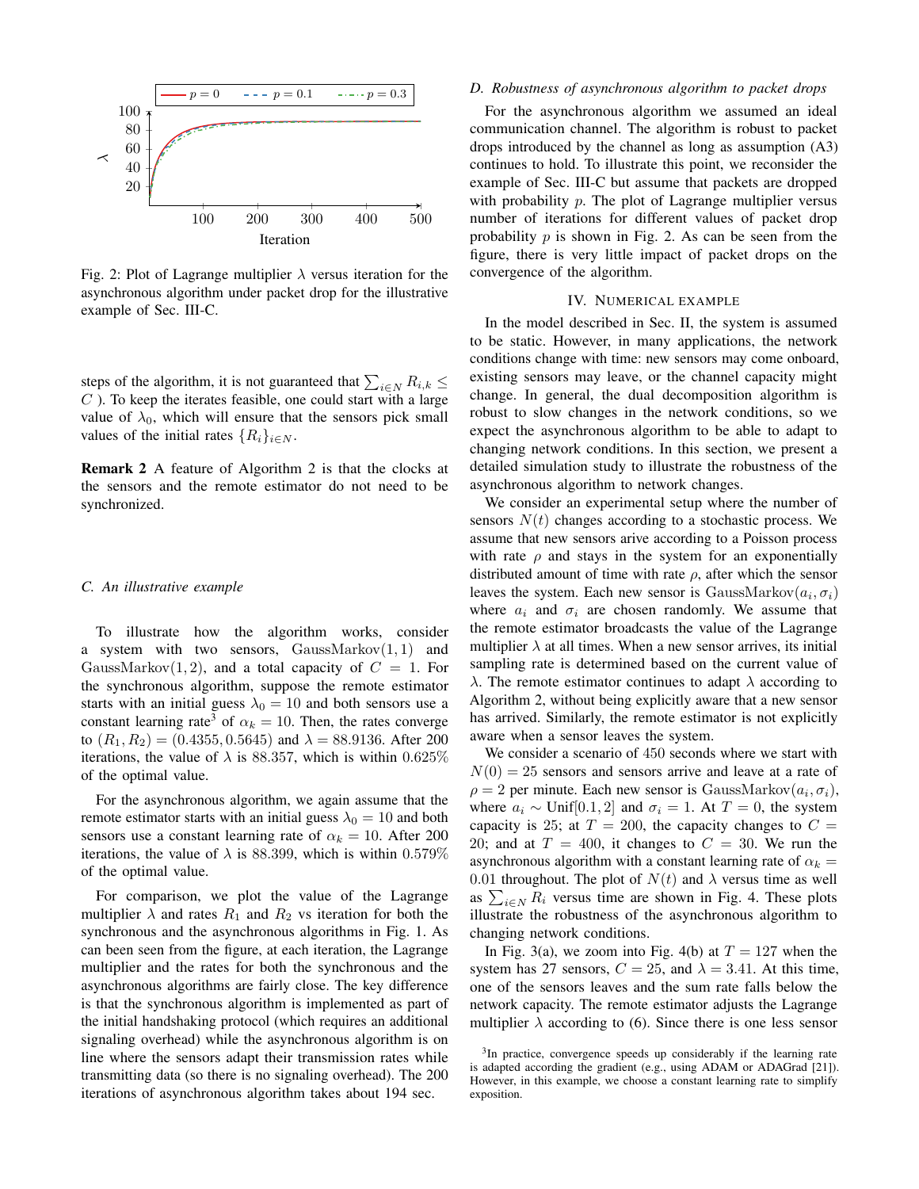Fig. 2: Plot of Lagrange multiplier $\lambda$ versus iteration for the asynchronous algorithm under packet drop for the illustrative example of Sec. III-C.

steps of the algorithm, it is not guaranteed that $\sum_{i \in N} R_{i,k} \le C$ ). To keep the iterates feasible, one could start with a large value of $\lambda_0$, which will ensure that the sensors pick small values of the initial rates $\{R_i\}_{i \in N}$.

**Remark 2** A feature of Algorithm 2 is that the clocks at the sensors and the remote estimator do not need to be synchronized.

### C. An illustrative example

To illustrate how the algorithm works, consider a system with two sensors, $\text{GaussMarkov}(1, 1)$ and $\text{GaussMarkov}(1, 2)$, and a total capacity of $C = 1$. For the synchronous algorithm, suppose the remote estimator starts with an initial guess $\lambda_0 = 10$ and both sensors use a constant learning rate[3] of $\alpha_k = 10$. Then, the rates converge to $(R_1, R_2) = (0.4355, 0.5645)$ and $\lambda = 88.9136$. After 200 iterations, the value of $\lambda$ is 88.357, which is within 0.625% of the optimal value.

For the asynchronous algorithm, we again assume that the remote estimator starts with an initial guess $\lambda_0 = 10$ and both sensors use a constant learning rate of $\alpha_k = 10$. After 200 iterations, the value of $\lambda$ is 88.399, which is within 0.579% of the optimal value.

For comparison, we plot the value of the Lagrange multiplier $\lambda$ and rates $R_1$ and $R_2$ vs iteration for both the synchronous and the asynchronous algorithms in Fig. 1. As can been seen from the figure, at each iteration, the Lagrange multiplier and the rates for both the synchronous and the asynchronous algorithms are fairly close. The key difference is that the synchronous algorithm is implemented as part of the initial handshaking protocol (which requires an additional signaling overhead) while the asynchronous algorithm is on line where the sensors adapt their transmission rates while transmitting data (so there is no signaling overhead). The 200 iterations of asynchronous algorithm takes about 194 sec.

### D. Robustness of asynchronous algorithm to packet drops

For the asynchronous algorithm we assumed an ideal communication channel. The algorithm is robust to packet drops introduced by the channel as long as assumption (A3) continues to hold. To illustrate this point, we reconsider the example of Sec. III-C but assume that packets are dropped with probability $p$. The plot of Lagrange multiplier versus number of iterations for different values of packet drop probability $p$ is shown in Fig. 2. As can be seen from the figure, there is very little impact of packet drops on the convergence of the algorithm.

## IV. Numerical example

In the model described in Sec. II, the system is assumed to be static. However, in many applications, the network conditions change with time: new sensors may come onboard, existing sensors may leave, or the channel capacity might change. In general, the dual decomposition algorithm is robust to slow changes in the network conditions, so we expect the asynchronous algorithm to be able to adapt to changing network conditions. In this section, we present a detailed simulation study to illustrate the robustness of the asynchronous algorithm to network changes.

We consider an experimental setup where the number of sensors $N(t)$ changes according to a stochastic process. We assume that new sensors arive according to a Poisson process with rate $\rho$ and stays in the system for an exponentially distributed amount of time with rate $\rho$, after which the sensor leaves the system. Each new sensor is $\text{GaussMarkov}(a_i, \sigma_i)$ where $a_i$ and $\sigma_i$ are chosen randomly. We assume that the remote estimator broadcasts the value of the Lagrange multiplier $\lambda$ at all times. When a new sensor arrives, its initial sampling rate is determined based on the current value of $\lambda$. The remote estimator continues to adapt $\lambda$ according to Algorithm 2, without being explicitly aware that a new sensor has arrived. Similarly, the remote estimator is not explicitly aware when a sensor leaves the system.

We consider a scenario of 450 seconds where we start with $N(0) = 25$ sensors and sensors arrive and leave at a rate of $\rho = 2$ per minute. Each new sensor is $\text{GaussMarkov}(a_i, \sigma_i)$, where $a_i \sim \text{Unif}[0.1, 2]$ and $\sigma_i = 1$. At $T = 0$, the system capacity is 25; at $T = 200$, the capacity changes to $C = 20$; and at $T = 400$, it changes to $C = 30$. We run the asynchronous algorithm with a constant learning rate of $\alpha_k = 0.01$ throughout. The plot of $N(t)$ and $\lambda$ versus time as well as $\sum_{i \in N} R_i$ versus time are shown in Fig. 4. These plots illustrate the robustness of the asynchronous algorithm to changing network conditions.

In Fig. 3(a), we zoom into Fig. 4(b) at $T = 127$ when the system has 27 sensors, $C = 25$, and $\lambda = 3.41$. At this time, one of the sensors leaves and the sum rate falls below the network capacity. The remote estimator adjusts the Lagrange multiplier $\lambda$ according to (6). Since there is one less sensor

[3] In practice, convergence speeds up considerably if the learning rate is adapted according the gradient (e.g., using ADAM or ADAGrad [21]). However, in this example, we choose a constant learning rate to simplify exposition.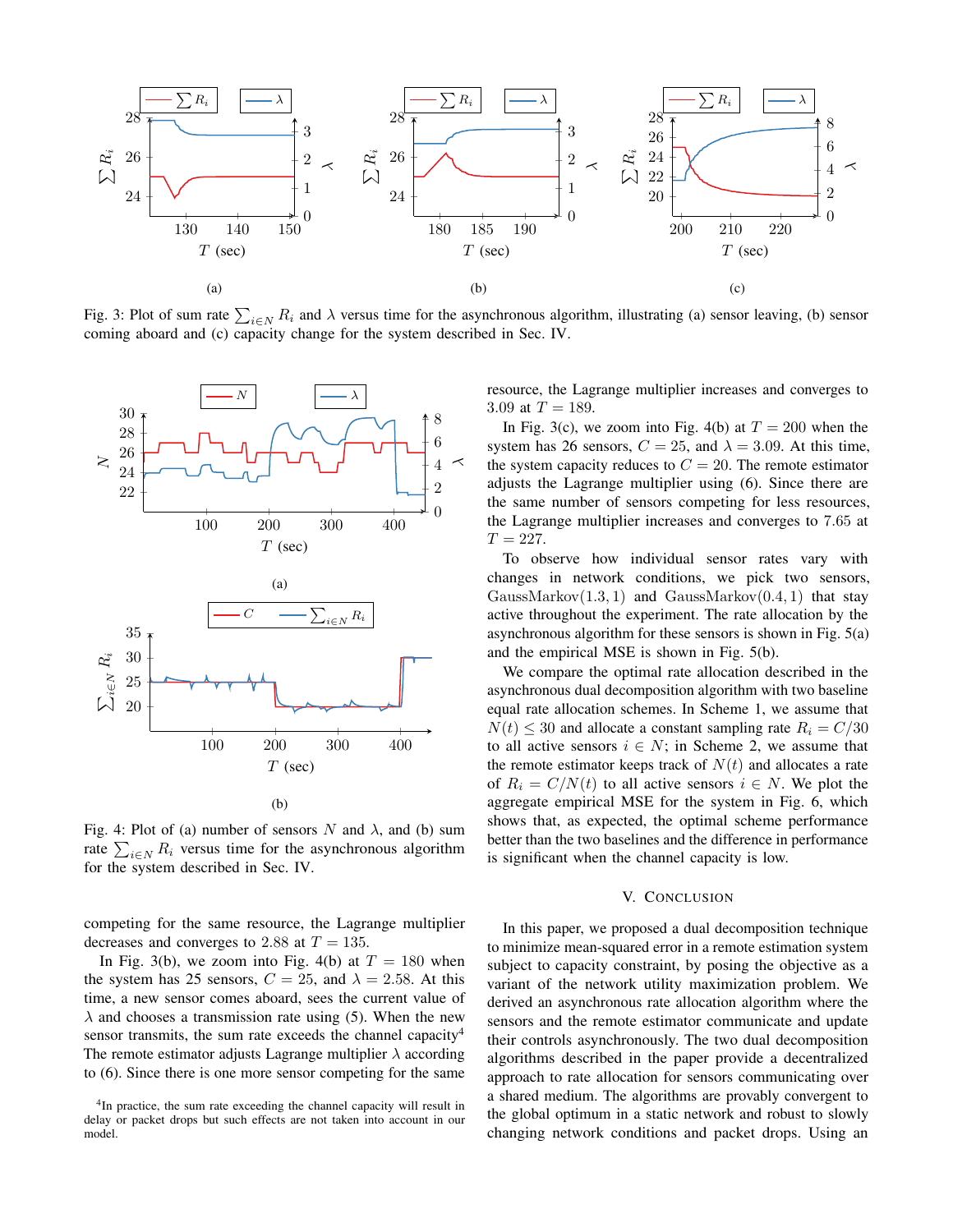Fig. 3: Plot of sum rate $\sum_{i \in N} R_i$ and $\lambda$ versus time for the asynchronous algorithm, illustrating (a) sensor leaving, (b) sensor coming aboard and (c) capacity change for the system described in Sec. IV.

Fig. 4: Plot of (a) number of sensors $N$ and $\lambda$, and (b) sum rate $\sum_{i \in N} R_i$ versus time for the asynchronous algorithm for the system described in Sec. IV.

competing for the same resource, the Lagrange multiplier decreases and converges to 2.88 at $T = 135$.

In Fig. 3(b), we zoom into Fig. 4(b) at $T = 180$ when the system has 25 sensors, $C = 25$, and $\lambda = 2.58$. At this time, a new sensor comes aboard, sees the current value of $\lambda$ and chooses a transmission rate using (5). When the new sensor transmits, the sum rate exceeds the channel capacity[4] The remote estimator adjusts Lagrange multiplier $\lambda$ according to (6). Since there is one more sensor competing for the same resource, the Lagrange multiplier increases and converges to 3.09 at $T = 189$.

In Fig. 3(c), we zoom into Fig. 4(b) at $T = 200$ when the system has 26 sensors, $C = 25$, and $\lambda = 3.09$. At this time, the system capacity reduces to $C = 20$. The remote estimator adjusts the Lagrange multiplier using (6). Since there are the same number of sensors competing for less resources, the Lagrange multiplier increases and converges to 7.65 at $T = 227$.

To observe how individual sensor rates vary with changes in network conditions, we pick two sensors, $\text{GaussMarkov}(1.3, 1)$ and $\text{GaussMarkov}(0.4, 1)$ that stay active throughout the experiment. The rate allocation by the asynchronous algorithm for these sensors is shown in Fig. 5(a) and the empirical MSE is shown in Fig. 5(b).

We compare the optimal rate allocation described in the asynchronous dual decomposition algorithm with two baseline equal rate allocation schemes. In Scheme 1, we assume that $N(t) \leq 30$ and allocate a constant sampling rate $R_i = C/30$ to all active sensors $i \in N$; in Scheme 2, we assume that the remote estimator keeps track of $N(t)$ and allocates a rate of $R_i = C/N(t)$ to all active sensors $i \in N$. We plot the aggregate empirical MSE for the system in Fig. 6, which shows that, as expected, the optimal scheme performance better than the two baselines and the difference in performance is significant when the channel capacity is low.

## V. Conclusion

In this paper, we proposed a dual decomposition technique to minimize mean-squared error in a remote estimation system subject to capacity constraint, by posing the objective as a variant of the network utility maximization problem. We derived an asynchronous rate allocation algorithm where the sensors and the remote estimator communicate and update their controls asynchronously. The two dual decomposition algorithms described in the paper provide a decentralized approach to rate allocation for sensors communicating over a shared medium. The algorithms are provably convergent to the global optimum in a static network and robust to slowly changing network conditions and packet drops. Using an

[4] In practice, the sum rate exceeding the channel capacity will result in delay or packet drops but such effects are not taken into account in our model.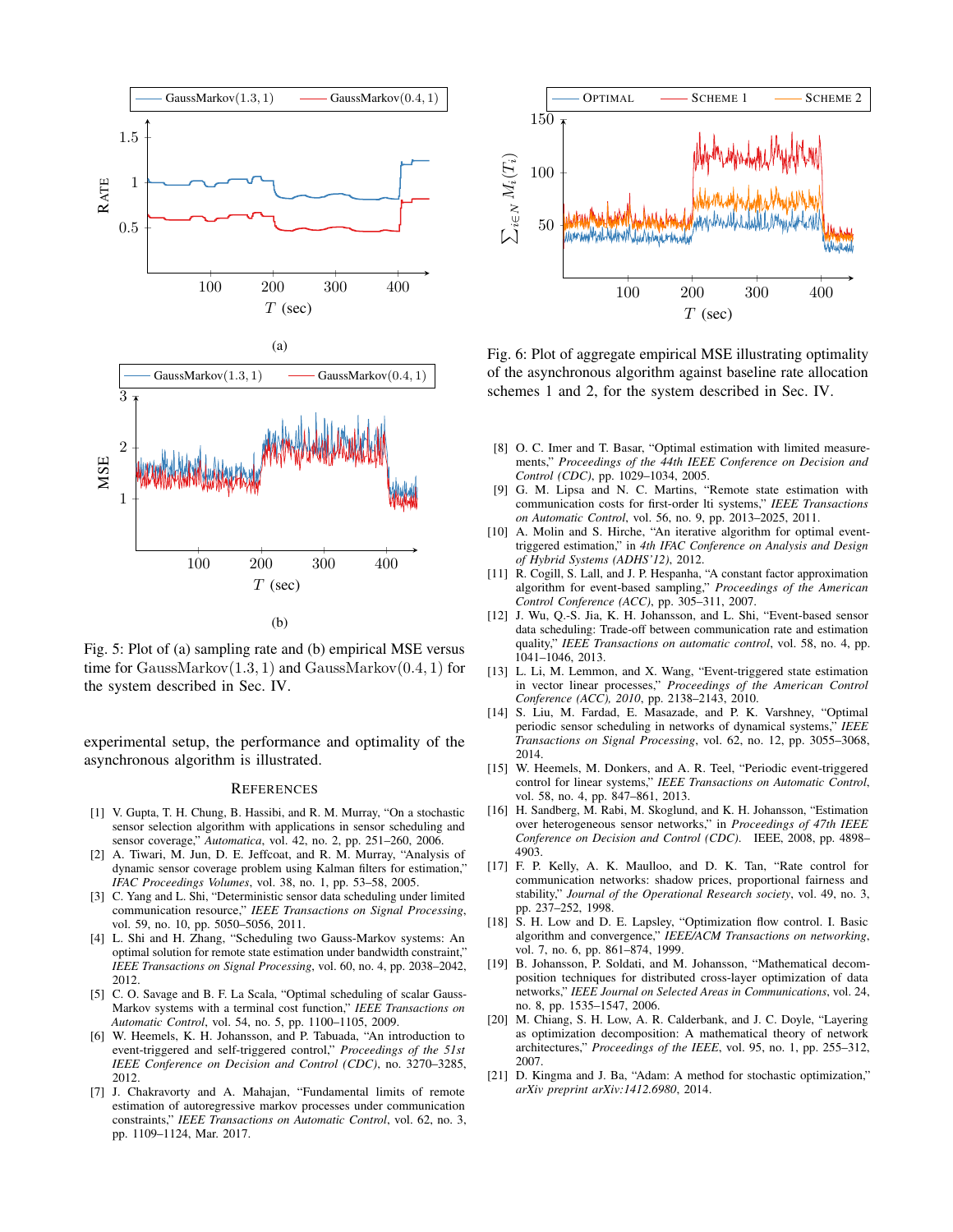GaussMarkov(1.3, 1)
GaussMarkov(0.4, 1)

RATE

1.5
1
0.5

100
200
300
400

$T$ (sec)

(a)

GaussMarkov(1.3, 1)
GaussMarkov(0.4, 1)

MSE

3
2
1

100
200
300
400

$T$ (sec)

(b)

Fig. 5: Plot of (a) sampling rate and (b) empirical MSE versus time for GaussMarkov$(1.3, 1)$ and GaussMarkov$(0.4, 1)$ for the system described in Sec. IV.

OPTIMAL
SCHEME 1
SCHEME 2

$\sum_{i \in N} M_i(T_i)$

150
100
50

100
200
300
400

$T$ (sec)

Fig. 6: Plot of aggregate empirical MSE illustrating optimality of the asynchronous algorithm against baseline rate allocation schemes 1 and 2, for the system described in Sec. IV.

experimental setup, the performance and optimality of the asynchronous algorithm is illustrated.

## REFERENCES

[1] V. Gupta, T. H. Chung, B. Hassibi, and R. M. Murray, "On a stochastic sensor selection algorithm with applications in sensor scheduling and sensor coverage," *Automatica*, vol. 42, no. 2, pp. 251–260, 2006.

[2] A. Tiwari, M. Jun, D. E. Jeffcoat, and R. M. Murray, "Analysis of dynamic sensor coverage problem using Kalman filters for estimation," *IFAC Proceedings Volumes*, vol. 38, no. 1, pp. 53–58, 2005.

[3] C. Yang and L. Shi, "Deterministic sensor data scheduling under limited communication resource," *IEEE Transactions on Signal Processing*, vol. 59, no. 10, pp. 5050–5056, 2011.

[4] L. Shi and H. Zhang, "Scheduling two Gauss-Markov systems: An optimal solution for remote state estimation under bandwidth constraint," *IEEE Transactions on Signal Processing*, vol. 60, no. 4, pp. 2038–2042, 2012.

[5] C. O. Savage and B. F. La Scala, "Optimal scheduling of scalar Gauss-Markov systems with a terminal cost function," *IEEE Transactions on Automatic Control*, vol. 54, no. 5, pp. 1100–1105, 2009.

[6] W. Heemels, K. H. Johansson, and P. Tabuada, "An introduction to event-triggered and self-triggered control," *Proceedings of the 51st IEEE Conference on Decision and Control (CDC)*, no. 3270–3285, 2012.

[7] J. Chakravorty and A. Mahajan, "Fundamental limits of remote estimation of autoregressive markov processes under communication constraints," *IEEE Transactions on Automatic Control*, vol. 62, no. 3, pp. 1109–1124, Mar. 2017.

[8] O. C. Imer and T. Basar, "Optimal estimation with limited measurements," *Proceedings of the 44th IEEE Conference on Decision and Control (CDC)*, pp. 1029–1034, 2005.

[9] G. M. Lipsa and N. C. Martins, "Remote state estimation with communication costs for first-order lti systems," *IEEE Transactions on Automatic Control*, vol. 56, no. 9, pp. 2013–2025, 2011.

[10] A. Molin and S. Hirche, "An iterative algorithm for optimal event-triggered estimation," in *4th IFAC Conference on Analysis and Design of Hybrid Systems (ADHS'12)*, 2012.

[11] R. Cogill, S. Lall, and J. P. Hespanha, "A constant factor approximation algorithm for event-based sampling," *Proceedings of the American Control Conference (ACC)*, pp. 305–311, 2007.

[12] J. Wu, Q.-S. Jia, K. H. Johansson, and L. Shi, "Event-based sensor data scheduling: Trade-off between communication rate and estimation quality," *IEEE Transactions on automatic control*, vol. 58, no. 4, pp. 1041–1046, 2013.

[13] L. Li, M. Lemmon, and X. Wang, "Event-triggered state estimation in vector linear processes," *Proceedings of the American Control Conference (ACC), 2010*, pp. 2138–2143, 2010.

[14] S. Liu, M. Fardad, E. Masazade, and P. K. Varshney, "Optimal periodic sensor scheduling in networks of dynamical systems," *IEEE Transactions on Signal Processing*, vol. 62, no. 12, pp. 3055–3068, 2014.

[15] W. Heemels, M. Donkers, and A. R. Teel, "Periodic event-triggered control for linear systems," *IEEE Transactions on Automatic Control*, vol. 58, no. 4, pp. 847–861, 2013.

[16] H. Sandberg, M. Rabi, M. Skoglund, and K. H. Johansson, "Estimation over heterogeneous sensor networks," in *Proceedings of 47th IEEE Conference on Decision and Control (CDC)*. IEEE, 2008, pp. 4898–4903.

[17] F. P. Kelly, A. K. Maulloo, and D. K. Tan, "Rate control for communication networks: shadow prices, proportional fairness and stability," *Journal of the Operational Research society*, vol. 49, no. 3, pp. 237–252, 1998.

[18] S. H. Low and D. E. Lapsley, "Optimization flow control. I. Basic algorithm and convergence," *IEEE/ACM Transactions on networking*, vol. 7, no. 6, pp. 861–874, 1999.

[19] B. Johansson, P. Soldati, and M. Johansson, "Mathematical decomposition techniques for distributed cross-layer optimization of data networks," *IEEE Journal on Selected Areas in Communications*, vol. 24, no. 8, pp. 1535–1547, 2006.

[20] M. Chiang, S. H. Low, A. R. Calderbank, and J. C. Doyle, "Layering as optimization decomposition: A mathematical theory of network architectures," *Proceedings of the IEEE*, vol. 95, no. 1, pp. 255–312, 2007.

[21] D. Kingma and J. Ba, "Adam: A method for stochastic optimization," *arXiv preprint arXiv:1412.6980*, 2014.